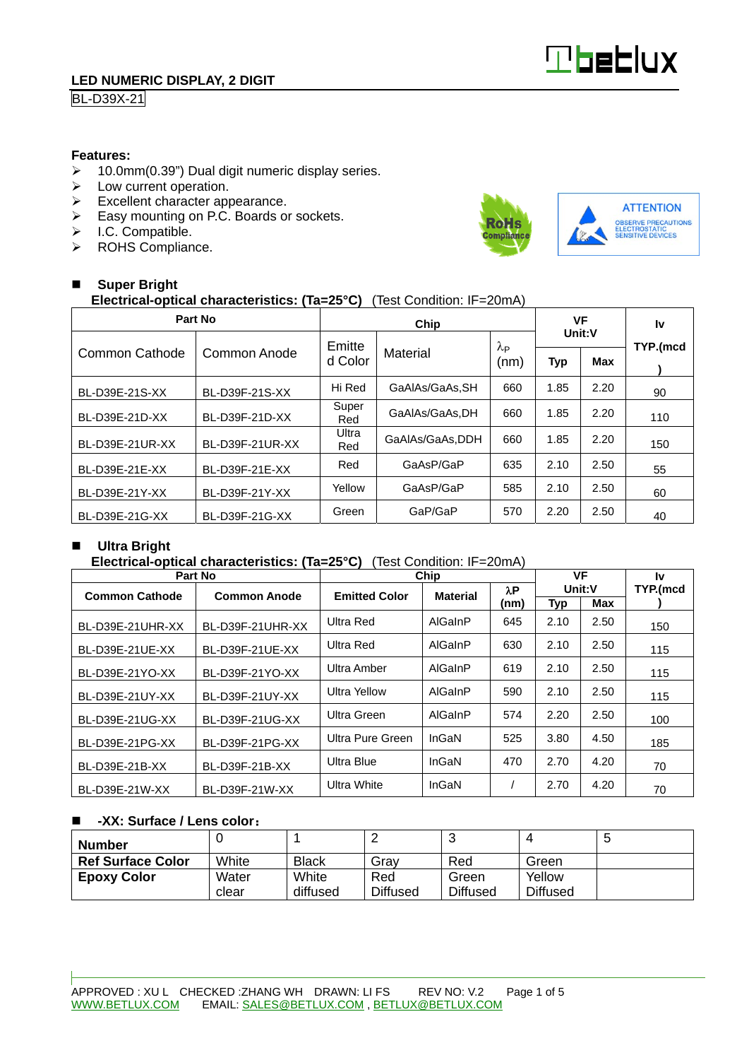## LED NUMERIC DISPLAY, 2 DIGIT

BL-D39X-21

**Features:**

- 10.0mm(0.39") Dual digit numeric display series.
- Low current operation.
- Excellent character appearance.
- Easy mounting on P.C. Boards or sockets.
- I.C. Compatible.
- ROHS Compliance.

RoHS Compliance

ATTENTION
OBSERVE PRECAUTIONS ELECTROSTATIC SENSITIVE DEVICES

### Super Bright

**Electrical-optical characteristics: (Ta=25°C)** (Test Condition: IF=20mA)

| Part No | | Chip | | | VF Unit:V | | Iv |
|---|---|---|---|---|---|---|---|
| Common Cathode | Common Anode | Emitted Color | Material | λP (nm) | Typ | Max | TYP.(mcd) |
| BL-D39E-21S-XX | BL-D39F-21S-XX | Hi Red | GaAlAs/GaAs,SH | 660 | 1.85 | 2.20 | 90 |
| BL-D39E-21D-XX | BL-D39F-21D-XX | Super Red | GaAlAs/GaAs,DH | 660 | 1.85 | 2.20 | 110 |
| BL-D39E-21UR-XX | BL-D39F-21UR-XX | Ultra Red | GaAlAs/GaAs,DDH | 660 | 1.85 | 2.20 | 150 |
| BL-D39E-21E-XX | BL-D39F-21E-XX | Red | GaAsP/GaP | 635 | 2.10 | 2.50 | 55 |
| BL-D39E-21Y-XX | BL-D39F-21Y-XX | Yellow | GaAsP/GaP | 585 | 2.10 | 2.50 | 60 |
| BL-D39E-21G-XX | BL-D39F-21G-XX | Green | GaP/GaP | 570 | 2.20 | 2.50 | 40 |

### Ultra Bright

**Electrical-optical characteristics: (Ta=25°C)** (Test Condition: IF=20mA)

| Part No | | Chip | | | VF Unit:V | | Iv |
|---|---|---|---|---|---|---|---|
| Common Cathode | Common Anode | Emitted Color | Material | λP (nm) | Typ | Max | TYP.(mcd) |
| BL-D39E-21UHR-XX | BL-D39F-21UHR-XX | Ultra Red | AlGaInP | 645 | 2.10 | 2.50 | 150 |
| BL-D39E-21UE-XX | BL-D39F-21UE-XX | Ultra Red | AlGaInP | 630 | 2.10 | 2.50 | 115 |
| BL-D39E-21YO-XX | BL-D39F-21YO-XX | Ultra Amber | AlGaInP | 619 | 2.10 | 2.50 | 115 |
| BL-D39E-21UY-XX | BL-D39F-21UY-XX | Ultra Yellow | AlGaInP | 590 | 2.10 | 2.50 | 115 |
| BL-D39E-21UG-XX | BL-D39F-21UG-XX | Ultra Green | AlGaInP | 574 | 2.20 | 2.50 | 100 |
| BL-D39E-21PG-XX | BL-D39F-21PG-XX | Ultra Pure Green | InGaN | 525 | 3.80 | 4.50 | 185 |
| BL-D39E-21B-XX | BL-D39F-21B-XX | Ultra Blue | InGaN | 470 | 2.70 | 4.20 | 70 |
| BL-D39E-21W-XX | BL-D39F-21W-XX | Ultra White | InGaN | / | 2.70 | 4.20 | 70 |

### -XX: Surface / Lens color:

| Number | 0 | 1 | 2 | 3 | 4 | 5 |
|---|---|---|---|---|---|---|
| Ref Surface Color | White | Black | Gray | Red | Green | |
| Epoxy Color | Water clear | White diffused | Red Diffused | Green Diffused | Yellow Diffused | |

APPROVED : XU L CHECKED :ZHANG WH DRAWN: LI FS REV NO: V.2

WWW.BETLUX.COM EMAIL: SALES@BETLUX.COM , BETLUX@BETLUX.COM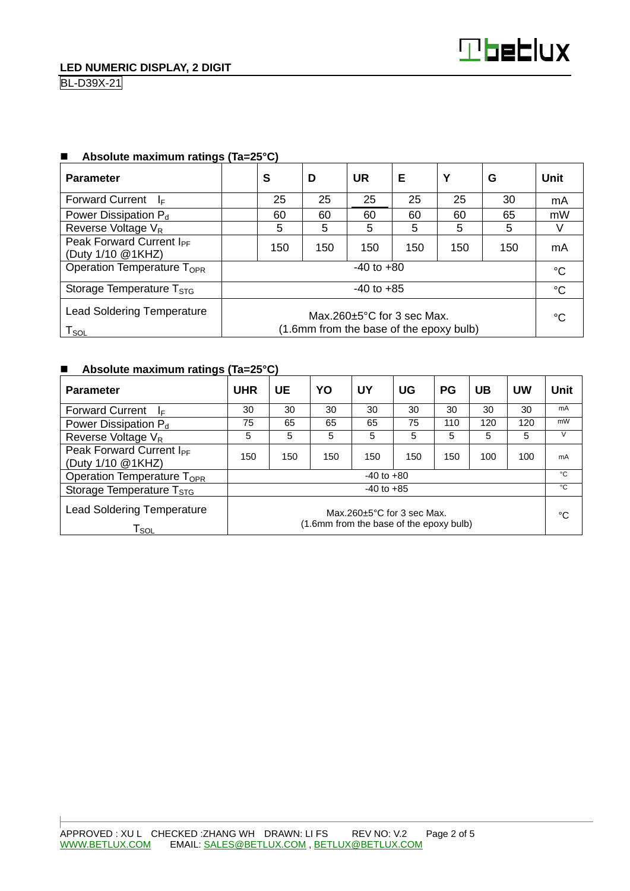## Absolute maximum ratings (Ta=25°C)

| Parameter | | S | D | UR | E | Y | G | Unit |
|---|---|---|---|---|---|---|---|---|
| Forward Current $I_F$ | | 25 | 25 | 25 | 25 | 25 | 30 | mA |
| Power Dissipation $P_d$ | | 60 | 60 | 60 | 60 | 60 | 65 | mW |
| Reverse Voltage $V_R$ | | 5 | 5 | 5 | 5 | 5 | 5 | V |
| Peak Forward Current $I_{PF}$ (Duty 1/10 @1KHZ) | | 150 | 150 | 150 | 150 | 150 | 150 | mA |
| Operation Temperature $T_{OPR}$ | -40 to +80 | | | | | | | °C |
| Storage Temperature $T_{STG}$ | -40 to +85 | | | | | | | °C |
| Lead Soldering Temperature $T_{SOL}$ | Max.260±5°C for 3 sec Max. (1.6mm from the base of the epoxy bulb) | | | | | | | °C |

## Absolute maximum ratings (Ta=25°C)

| Parameter | UHR | UE | YO | UY | UG | PG | UB | UW | Unit |
|---|---|---|---|---|---|---|---|---|---|
| Forward Current $I_F$ | 30 | 30 | 30 | 30 | 30 | 30 | 30 | 30 | mA |
| Power Dissipation $P_d$ | 75 | 65 | 65 | 65 | 75 | 110 | 120 | 120 | mW |
| Reverse Voltage $V_R$ | 5 | 5 | 5 | 5 | 5 | 5 | 5 | 5 | V |
| Peak Forward Current $I_{PF}$ (Duty 1/10 @1KHZ) | 150 | 150 | 150 | 150 | 150 | 150 | 100 | 100 | mA |
| Operation Temperature $T_{OPR}$ | -40 to +80 | | | | | | | | °C |
| Storage Temperature $T_{STG}$ | -40 to +85 | | | | | | | | °C |
| Lead Soldering Temperature $T_{SOL}$ | Max.260±5°C for 3 sec Max. (1.6mm from the base of the epoxy bulb) | | | | | | | | °C |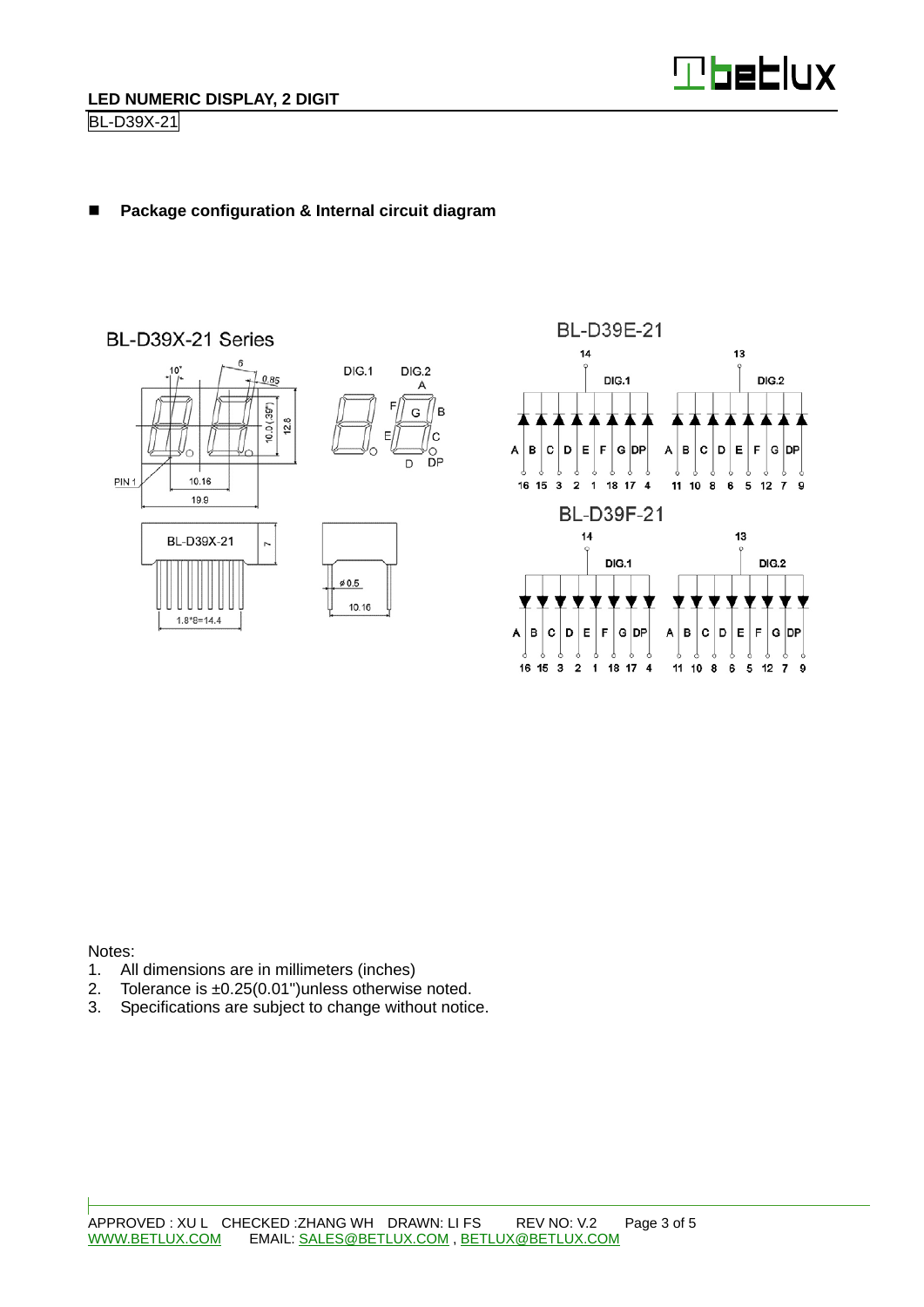## Package configuration & Internal circuit diagram

BL-D39X-21 Series

10°
6
0.85
10.0 (.39")
12.8
PIN 1
10.16
19.9

DIG.1
DIG.2
A
F
G
B
E
C
D
DP

BL-D39X-21
7
1.8*8=14.4
ø0.5
10.16

BL-D39E-21

| 14 | | | | | | | | 13 | | | | | | | |
|---|---|---|---|---|---|---|---|---|---|---|---|---|---|---|---|
| DIG.1 | | | | | | | | DIG.2 | | | | | | | |
| A | B | C | D | E | F | G | DP | A | B | C | D | E | F | G | DP |
| 16 | 15 | 3 | 2 | 1 | 18 | 17 | 4 | 11 | 10 | 8 | 6 | 5 | 12 | 7 | 9 |

BL-D39F-21

| 14 | | | | | | | | 13 | | | | | | | |
|---|---|---|---|---|---|---|---|---|---|---|---|---|---|---|---|
| DIG.1 | | | | | | | | DIG.2 | | | | | | | |
| A | B | C | D | E | F | G | DP | A | B | C | D | E | F | G | DP |
| 16 | 15 | 3 | 2 | 1 | 18 | 17 | 4 | 11 | 10 | 8 | 6 | 5 | 12 | 7 | 9 |

Notes:

1. All dimensions are in millimeters (inches)
2. Tolerance is ±0.25(0.01")unless otherwise noted.
3. Specifications are subject to change without notice.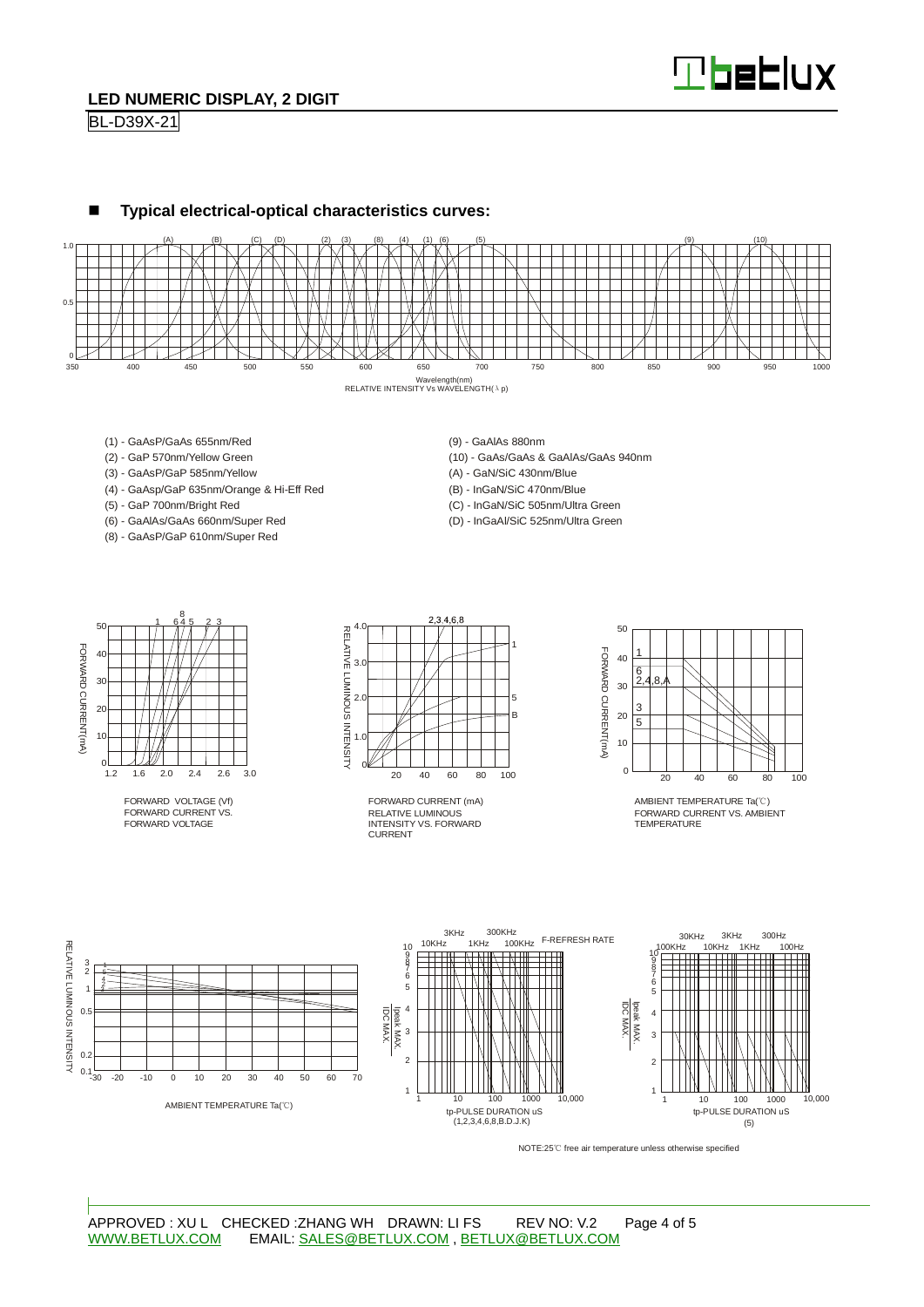## ■ Typical electrical-optical characteristics curves:

RELATIVE INTENSITY Vs WAVELENGTH(λp)

- (1) - GaAsP/GaAs 655nm/Red
- (2) - GaP 570nm/Yellow Green
- (3) - GaAsP/GaP 585nm/Yellow
- (4) - GaAsp/GaP 635nm/Orange & Hi-Eff Red
- (5) - GaP 700nm/Bright Red
- (6) - GaAlAs/GaAs 660nm/Super Red
- (8) - GaAsP/GaP 610nm/Super Red
- (9) - GaAlAs 880nm
- (10) - GaAs/GaAs & GaAlAs/GaAs 940nm
- (A) - GaN/SiC 430nm/Blue
- (B) - InGaN/SiC 470nm/Blue
- (C) - InGaN/SiC 505nm/Ultra Green
- (D) - InGaAl/SiC 525nm/Ultra Green

FORWARD VOLTAGE (Vf)
FORWARD CURRENT VS. FORWARD VOLTAGE

FORWARD CURRENT (mA)
RELATIVE LUMINOUS INTENSITY VS. FORWARD CURRENT

AMBIENT TEMPERATURE Ta(℃)
FORWARD CURRENT VS. AMBIENT TEMPERATURE

AMBIENT TEMPERATURE Ta(℃)

tp-PULSE DURATION uS
(1,2,3,4,6,8,B.D.J.K)

tp-PULSE DURATION uS
(5)

NOTE:25℃ free air temperature unless otherwise specified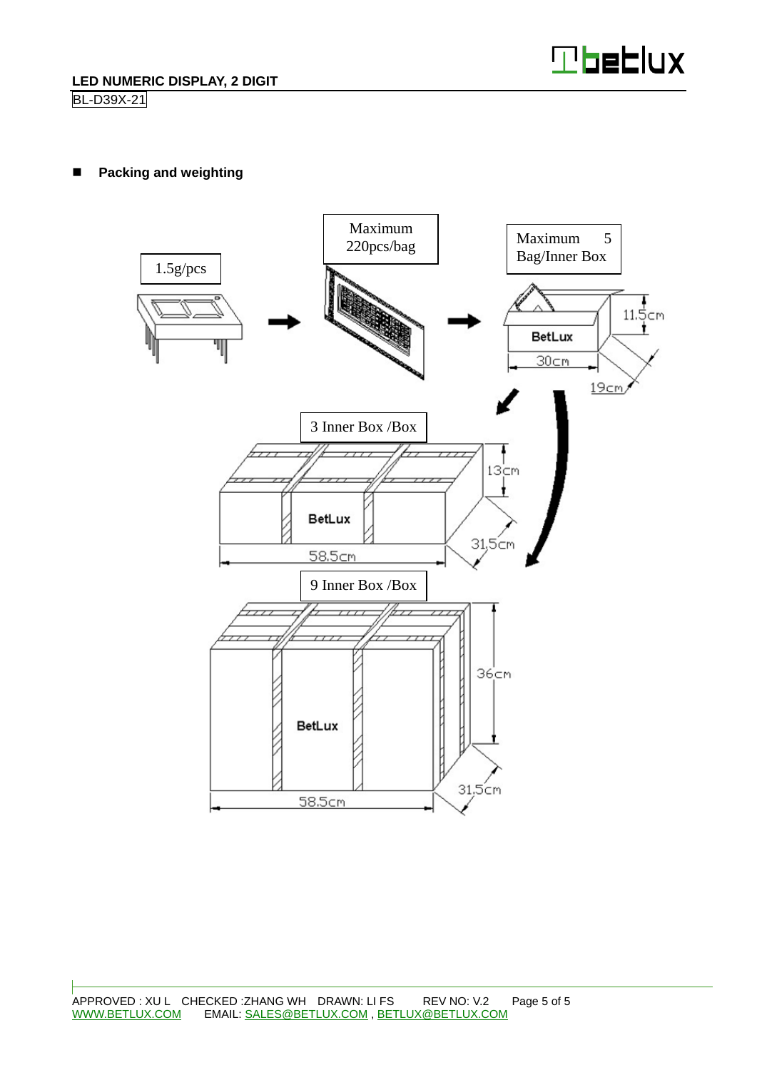## Packing and weighting

1.5g/pcs

Maximum 220pcs/bag

Maximum 5 Bag/Inner Box

BetLux

11.5cm

30cm

19cm

3 Inner Box /Box

BetLux

13cm

58.5cm

31.5cm

9 Inner Box /Box

BetLux

36cm

58.5cm

31.5cm